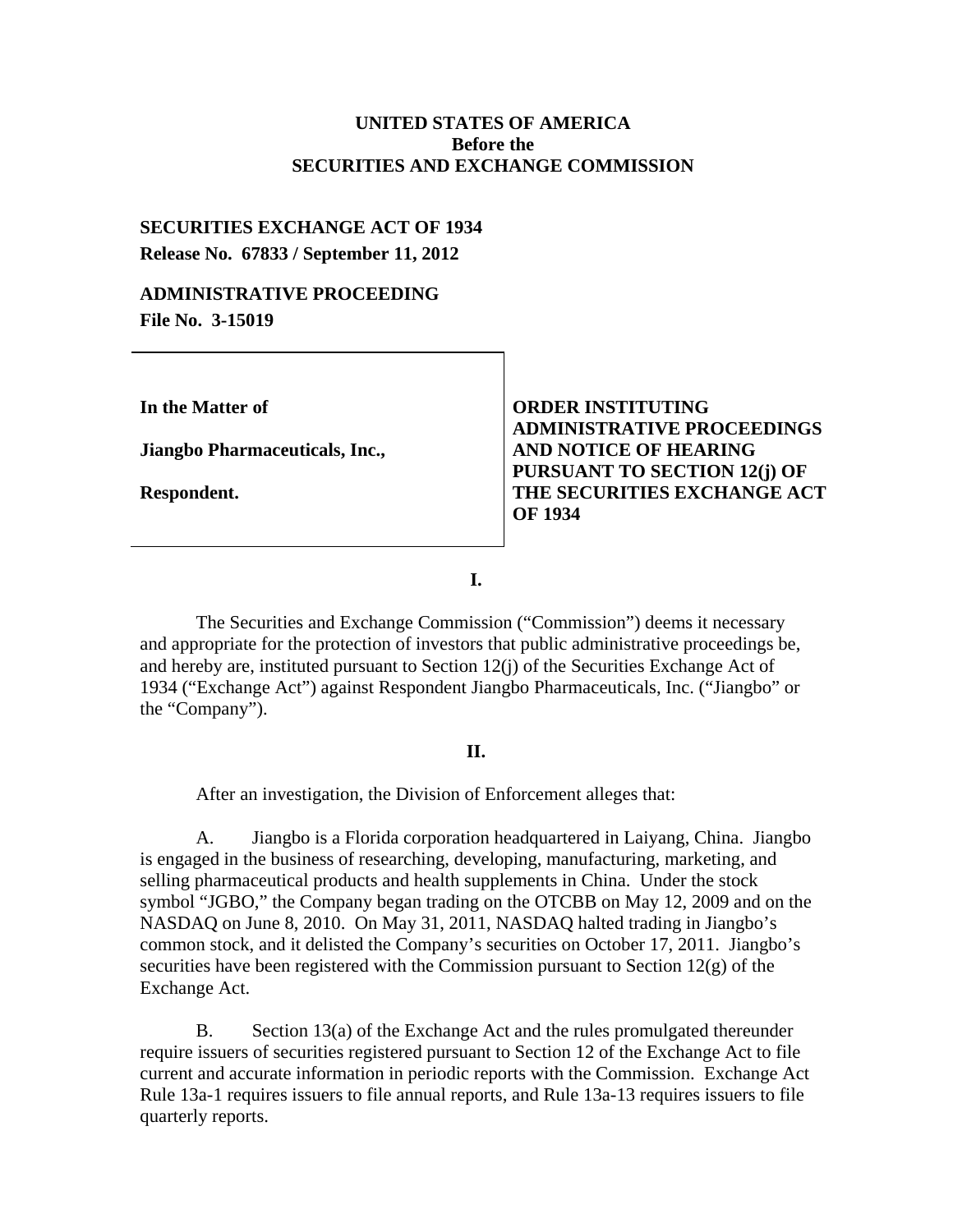**UNITED STATES OF AMERICA**
**Before the**
**SECURITIES AND EXCHANGE COMMISSION**

**SECURITIES EXCHANGE ACT OF 1934**
**Release No. 67833 / September 11, 2012**

**ADMINISTRATIVE PROCEEDING**
**File No. 3-15019**

| | |
|---|---|
| **In the Matter of**<br><br>**Jiangbo Pharmaceuticals, Inc.,**<br><br>**Respondent.** | **ORDER INSTITUTING ADMINISTRATIVE PROCEEDINGS AND NOTICE OF HEARING PURSUANT TO SECTION 12(j) OF THE SECURITIES EXCHANGE ACT OF 1934** |

**I.**

The Securities and Exchange Commission ("Commission") deems it necessary and appropriate for the protection of investors that public administrative proceedings be, and hereby are, instituted pursuant to Section 12(j) of the Securities Exchange Act of 1934 ("Exchange Act") against Respondent Jiangbo Pharmaceuticals, Inc. ("Jiangbo" or the "Company").

**II.**

After an investigation, the Division of Enforcement alleges that:

A. Jiangbo is a Florida corporation headquartered in Laiyang, China. Jiangbo is engaged in the business of researching, developing, manufacturing, marketing, and selling pharmaceutical products and health supplements in China. Under the stock symbol "JGBO," the Company began trading on the OTCBB on May 12, 2009 and on the NASDAQ on June 8, 2010. On May 31, 2011, NASDAQ halted trading in Jiangbo's common stock, and it delisted the Company's securities on October 17, 2011. Jiangbo's securities have been registered with the Commission pursuant to Section 12(g) of the Exchange Act.

B. Section 13(a) of the Exchange Act and the rules promulgated thereunder require issuers of securities registered pursuant to Section 12 of the Exchange Act to file current and accurate information in periodic reports with the Commission. Exchange Act Rule 13a-1 requires issuers to file annual reports, and Rule 13a-13 requires issuers to file quarterly reports.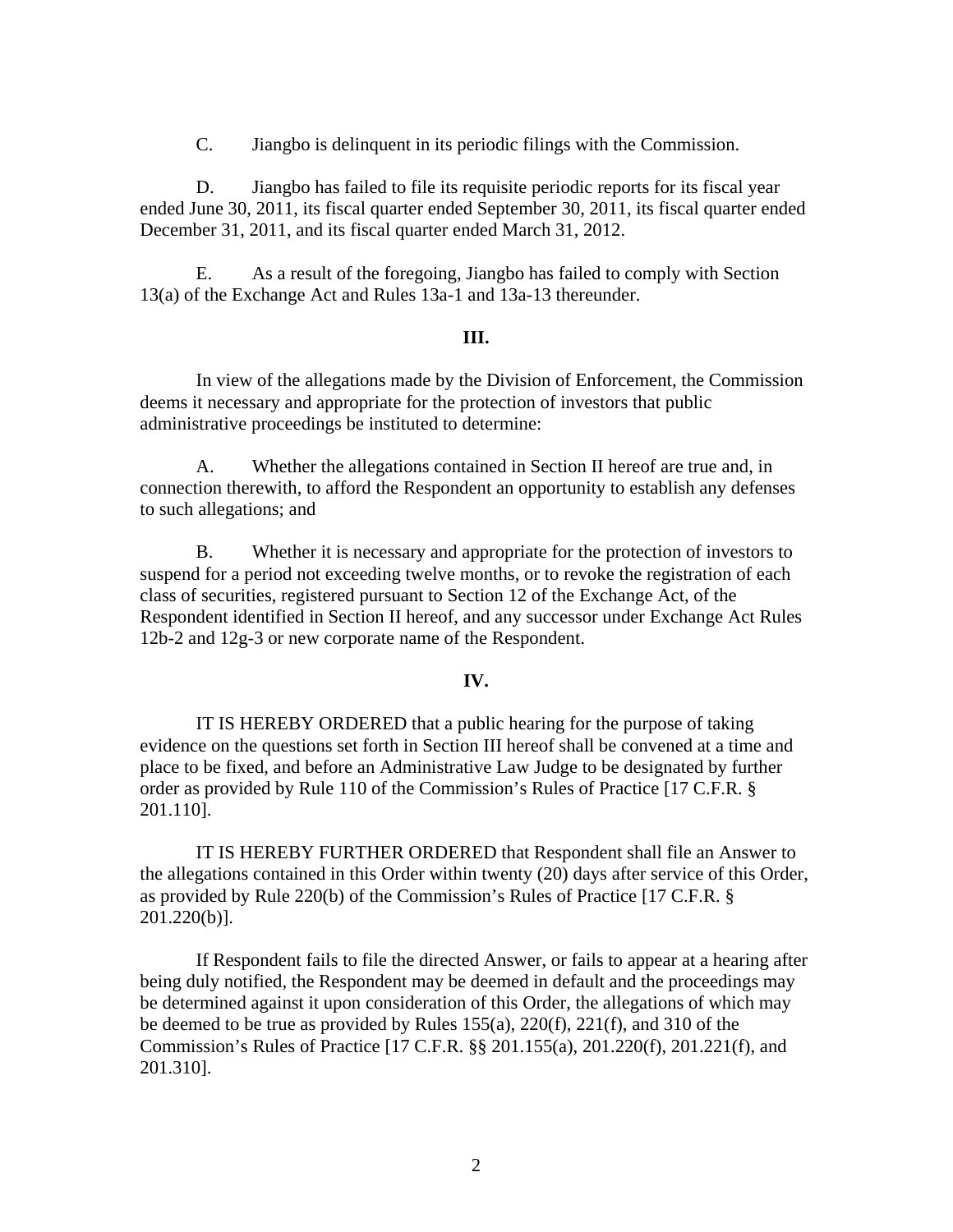C. Jiangbo is delinquent in its periodic filings with the Commission.

D. Jiangbo has failed to file its requisite periodic reports for its fiscal year ended June 30, 2011, its fiscal quarter ended September 30, 2011, its fiscal quarter ended December 31, 2011, and its fiscal quarter ended March 31, 2012.

E. As a result of the foregoing, Jiangbo has failed to comply with Section 13(a) of the Exchange Act and Rules 13a-1 and 13a-13 thereunder.

## III.

In view of the allegations made by the Division of Enforcement, the Commission deems it necessary and appropriate for the protection of investors that public administrative proceedings be instituted to determine:

A. Whether the allegations contained in Section II hereof are true and, in connection therewith, to afford the Respondent an opportunity to establish any defenses to such allegations; and

B. Whether it is necessary and appropriate for the protection of investors to suspend for a period not exceeding twelve months, or to revoke the registration of each class of securities, registered pursuant to Section 12 of the Exchange Act, of the Respondent identified in Section II hereof, and any successor under Exchange Act Rules 12b-2 and 12g-3 or new corporate name of the Respondent.

## IV.

IT IS HEREBY ORDERED that a public hearing for the purpose of taking evidence on the questions set forth in Section III hereof shall be convened at a time and place to be fixed, and before an Administrative Law Judge to be designated by further order as provided by Rule 110 of the Commission's Rules of Practice [17 C.F.R. § 201.110].

IT IS HEREBY FURTHER ORDERED that Respondent shall file an Answer to the allegations contained in this Order within twenty (20) days after service of this Order, as provided by Rule 220(b) of the Commission's Rules of Practice [17 C.F.R. § 201.220(b)].

If Respondent fails to file the directed Answer, or fails to appear at a hearing after being duly notified, the Respondent may be deemed in default and the proceedings may be determined against it upon consideration of this Order, the allegations of which may be deemed to be true as provided by Rules 155(a), 220(f), 221(f), and 310 of the Commission's Rules of Practice [17 C.F.R. §§ 201.155(a), 201.220(f), 201.221(f), and 201.310].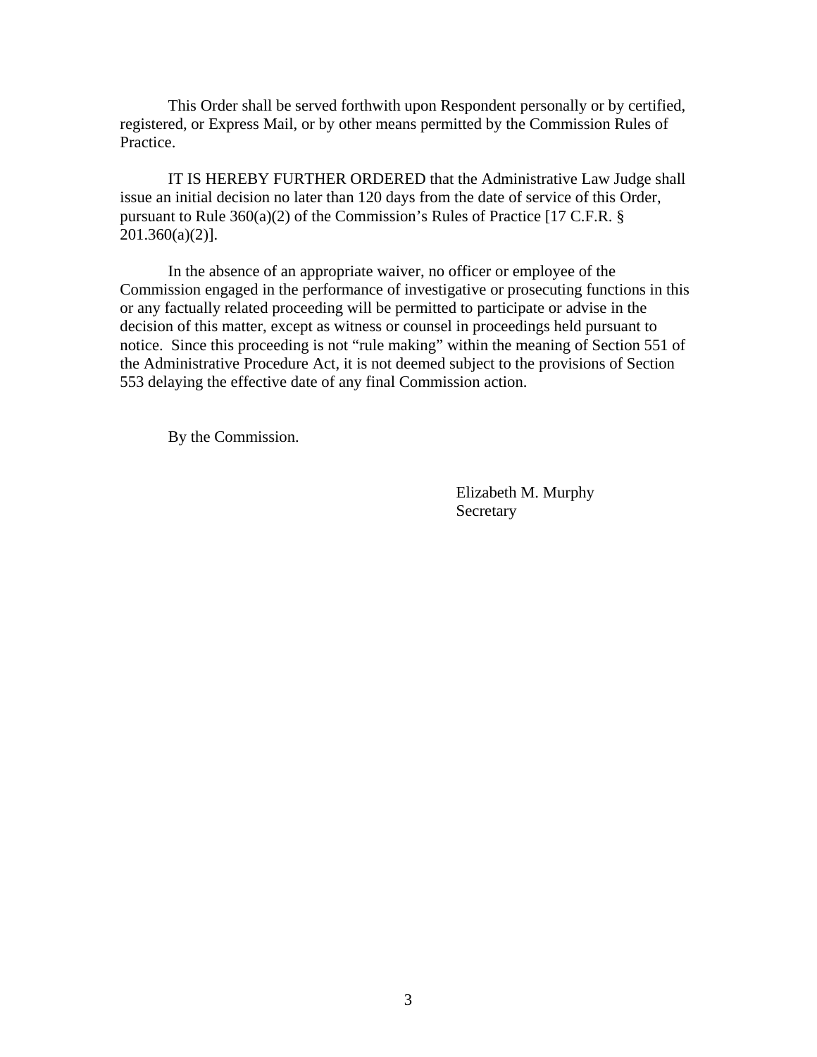This Order shall be served forthwith upon Respondent personally or by certified, registered, or Express Mail, or by other means permitted by the Commission Rules of Practice.

IT IS HEREBY FURTHER ORDERED that the Administrative Law Judge shall issue an initial decision no later than 120 days from the date of service of this Order, pursuant to Rule 360(a)(2) of the Commission's Rules of Practice [17 C.F.R. § 201.360(a)(2)].

In the absence of an appropriate waiver, no officer or employee of the Commission engaged in the performance of investigative or prosecuting functions in this or any factually related proceeding will be permitted to participate or advise in the decision of this matter, except as witness or counsel in proceedings held pursuant to notice. Since this proceeding is not "rule making" within the meaning of Section 551 of the Administrative Procedure Act, it is not deemed subject to the provisions of Section 553 delaying the effective date of any final Commission action.

By the Commission.

Elizabeth M. Murphy
Secretary